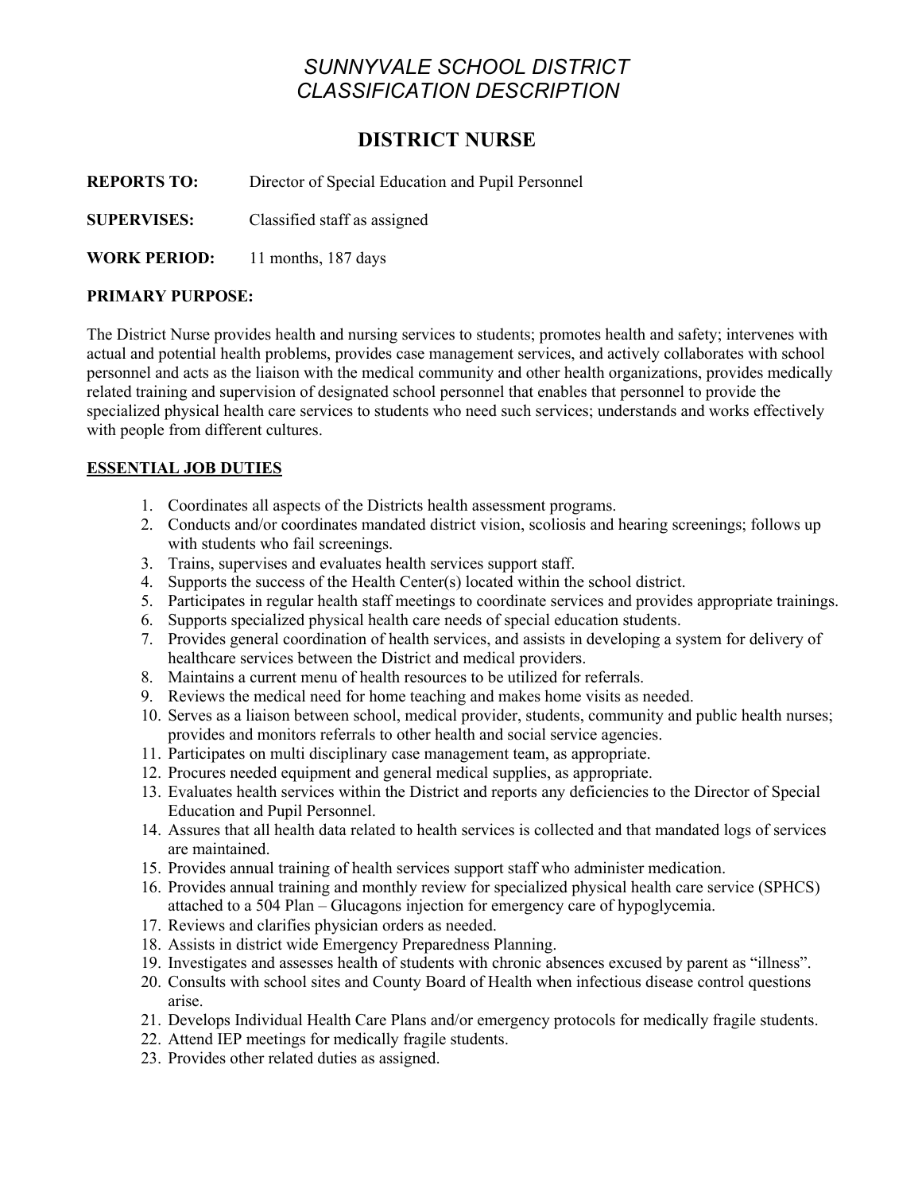# *SUNNYVALE SCHOOL DISTRICT*
# *CLASSIFICATION DESCRIPTION*

## DISTRICT NURSE

**REPORTS TO:** Director of Special Education and Pupil Personnel

**SUPERVISES:** Classified staff as assigned

**WORK PERIOD:** 11 months, 187 days

**PRIMARY PURPOSE:**

The District Nurse provides health and nursing services to students; promotes health and safety; intervenes with actual and potential health problems, provides case management services, and actively collaborates with school personnel and acts as the liaison with the medical community and other health organizations, provides medically related training and supervision of designated school personnel that enables that personnel to provide the specialized physical health care services to students who need such services; understands and works effectively with people from different cultures.

**ESSENTIAL JOB DUTIES**

1. Coordinates all aspects of the Districts health assessment programs.
2. Conducts and/or coordinates mandated district vision, scoliosis and hearing screenings; follows up with students who fail screenings.
3. Trains, supervises and evaluates health services support staff.
4. Supports the success of the Health Center(s) located within the school district.
5. Participates in regular health staff meetings to coordinate services and provides appropriate trainings.
6. Supports specialized physical health care needs of special education students.
7. Provides general coordination of health services, and assists in developing a system for delivery of healthcare services between the District and medical providers.
8. Maintains a current menu of health resources to be utilized for referrals.
9. Reviews the medical need for home teaching and makes home visits as needed.
10. Serves as a liaison between school, medical provider, students, community and public health nurses; provides and monitors referrals to other health and social service agencies.
11. Participates on multi disciplinary case management team, as appropriate.
12. Procures needed equipment and general medical supplies, as appropriate.
13. Evaluates health services within the District and reports any deficiencies to the Director of Special Education and Pupil Personnel.
14. Assures that all health data related to health services is collected and that mandated logs of services are maintained.
15. Provides annual training of health services support staff who administer medication.
16. Provides annual training and monthly review for specialized physical health care service (SPHCS) attached to a 504 Plan – Glucagons injection for emergency care of hypoglycemia.
17. Reviews and clarifies physician orders as needed.
18. Assists in district wide Emergency Preparedness Planning.
19. Investigates and assesses health of students with chronic absences excused by parent as "illness".
20. Consults with school sites and County Board of Health when infectious disease control questions arise.
21. Develops Individual Health Care Plans and/or emergency protocols for medically fragile students.
22. Attend IEP meetings for medically fragile students.
23. Provides other related duties as assigned.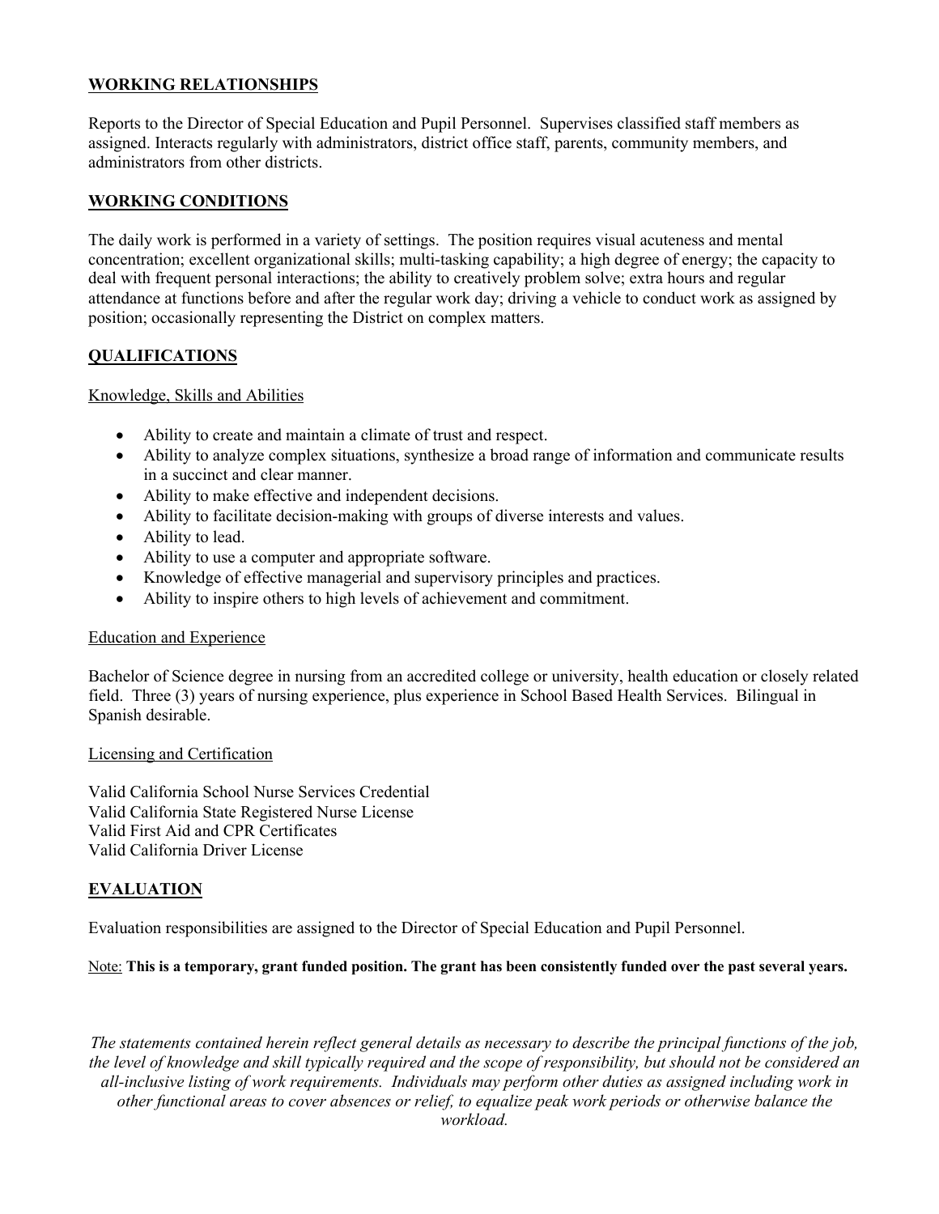## WORKING RELATIONSHIPS

Reports to the Director of Special Education and Pupil Personnel. Supervises classified staff members as assigned. Interacts regularly with administrators, district office staff, parents, community members, and administrators from other districts.

## WORKING CONDITIONS

The daily work is performed in a variety of settings. The position requires visual acuteness and mental concentration; excellent organizational skills; multi-tasking capability; a high degree of energy; the capacity to deal with frequent personal interactions; the ability to creatively problem solve; extra hours and regular attendance at functions before and after the regular work day; driving a vehicle to conduct work as assigned by position; occasionally representing the District on complex matters.

## QUALIFICATIONS

### Knowledge, Skills and Abilities

- Ability to create and maintain a climate of trust and respect.
- Ability to analyze complex situations, synthesize a broad range of information and communicate results in a succinct and clear manner.
- Ability to make effective and independent decisions.
- Ability to facilitate decision-making with groups of diverse interests and values.
- Ability to lead.
- Ability to use a computer and appropriate software.
- Knowledge of effective managerial and supervisory principles and practices.
- Ability to inspire others to high levels of achievement and commitment.

### Education and Experience

Bachelor of Science degree in nursing from an accredited college or university, health education or closely related field. Three (3) years of nursing experience, plus experience in School Based Health Services. Bilingual in Spanish desirable.

### Licensing and Certification

Valid California School Nurse Services Credential
Valid California State Registered Nurse License
Valid First Aid and CPR Certificates
Valid California Driver License

## EVALUATION

Evaluation responsibilities are assigned to the Director of Special Education and Pupil Personnel.

Note: **This is a temporary, grant funded position. The grant has been consistently funded over the past several years.**

*The statements contained herein reflect general details as necessary to describe the principal functions of the job, the level of knowledge and skill typically required and the scope of responsibility, but should not be considered an all-inclusive listing of work requirements. Individuals may perform other duties as assigned including work in other functional areas to cover absences or relief, to equalize peak work periods or otherwise balance the workload.*